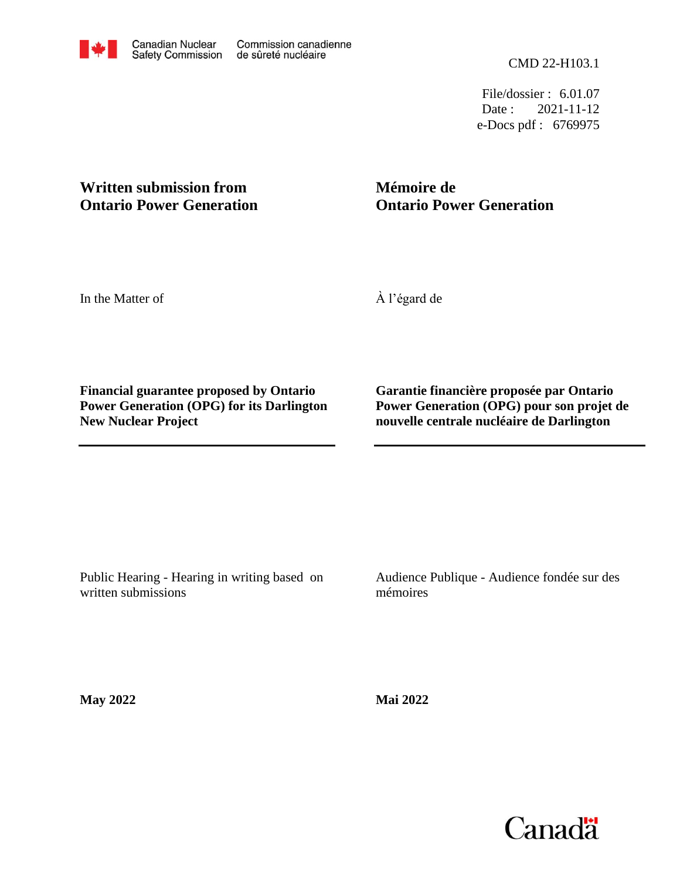Canadian Nuclear Safety Commission — Commission canadienne de sûreté nucléaire

CMD 22-H103.1

File/dossier : 6.01.07
Date : 2021-11-12
e-Docs pdf : 6769975

**Written submission from Ontario Power Generation**

**Mémoire de Ontario Power Generation**

In the Matter of

À l'égard de

**Financial guarantee proposed by Ontario Power Generation (OPG) for its Darlington New Nuclear Project**

**Garantie financière proposée par Ontario Power Generation (OPG) pour son projet de nouvelle centrale nucléaire de Darlington**

Public Hearing - Hearing in writing based on written submissions

Audience Publique - Audience fondée sur des mémoires

**May 2022**

**Mai 2022**

Canada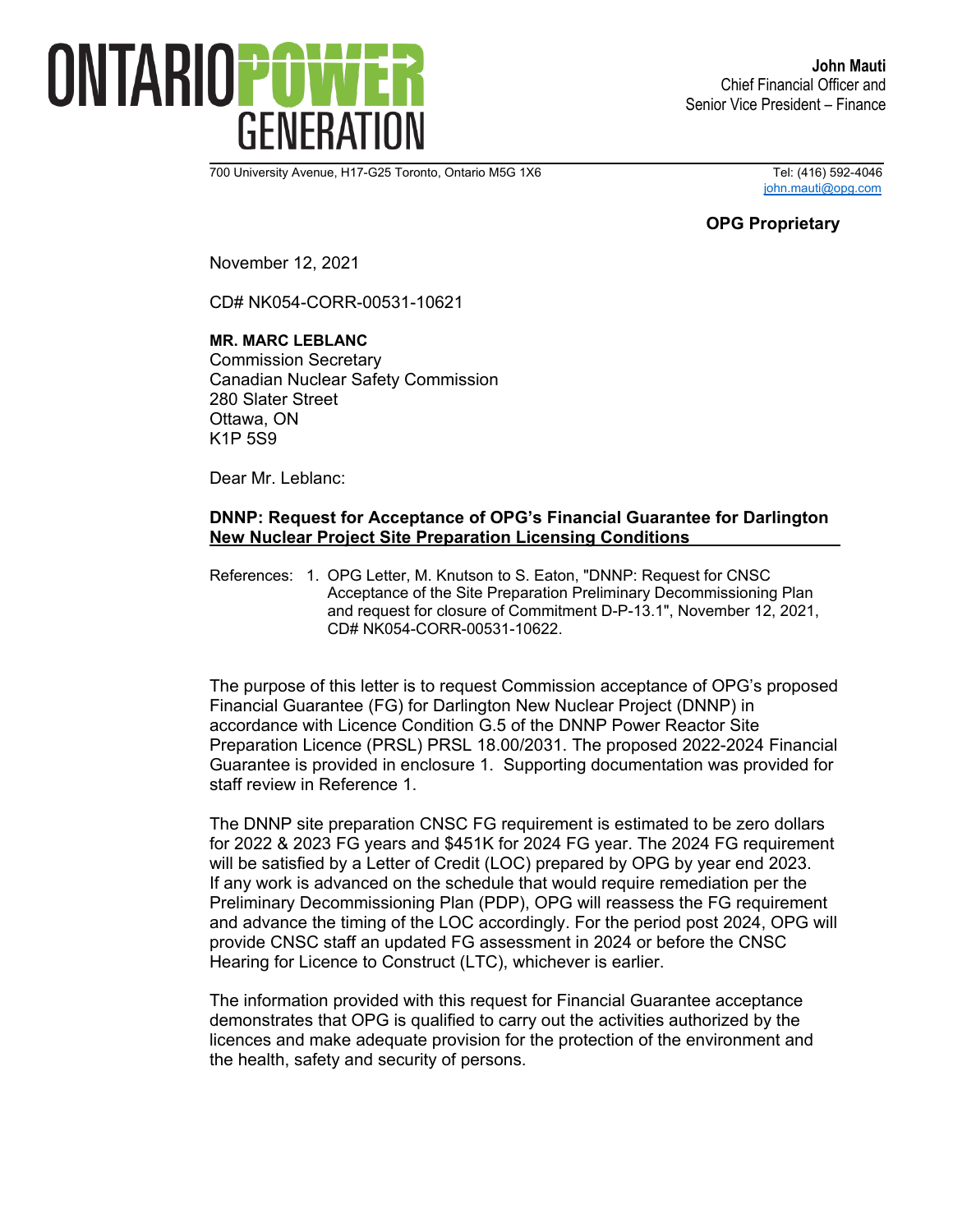**ONTARIO POWER GENERATION**

**John Mauti**
Chief Financial Officer and
Senior Vice President – Finance

700 University Avenue, H17-G25 Toronto, Ontario M5G 1X6

Tel: (416) 592-4046
john.mauti@opg.com

**OPG Proprietary**

November 12, 2021

CD# NK054-CORR-00531-10621

**MR. MARC LEBLANC**
Commission Secretary
Canadian Nuclear Safety Commission
280 Slater Street
Ottawa, ON
K1P 5S9

Dear Mr. Leblanc:

**DNNP: Request for Acceptance of OPG's Financial Guarantee for Darlington New Nuclear Project Site Preparation Licensing Conditions**

References: 1. OPG Letter, M. Knutson to S. Eaton, "DNNP: Request for CNSC Acceptance of the Site Preparation Preliminary Decommissioning Plan and request for closure of Commitment D-P-13.1", November 12, 2021, CD# NK054-CORR-00531-10622.

The purpose of this letter is to request Commission acceptance of OPG's proposed Financial Guarantee (FG) for Darlington New Nuclear Project (DNNP) in accordance with Licence Condition G.5 of the DNNP Power Reactor Site Preparation Licence (PRSL) PRSL 18.00/2031. The proposed 2022-2024 Financial Guarantee is provided in enclosure 1. Supporting documentation was provided for staff review in Reference 1.

The DNNP site preparation CNSC FG requirement is estimated to be zero dollars for 2022 & 2023 FG years and $451K for 2024 FG year. The 2024 FG requirement will be satisfied by a Letter of Credit (LOC) prepared by OPG by year end 2023. If any work is advanced on the schedule that would require remediation per the Preliminary Decommissioning Plan (PDP), OPG will reassess the FG requirement and advance the timing of the LOC accordingly. For the period post 2024, OPG will provide CNSC staff an updated FG assessment in 2024 or before the CNSC Hearing for Licence to Construct (LTC), whichever is earlier.

The information provided with this request for Financial Guarantee acceptance demonstrates that OPG is qualified to carry out the activities authorized by the licences and make adequate provision for the protection of the environment and the health, safety and security of persons.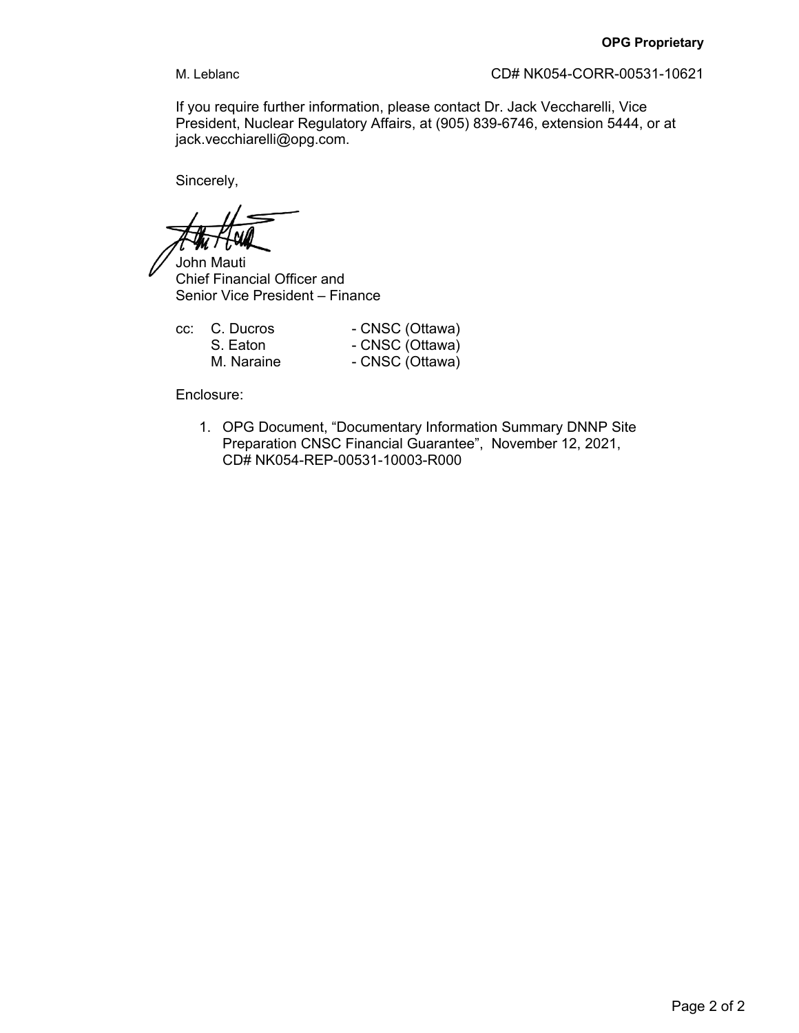**OPG Proprietary**

M. Leblanc CD# NK054-CORR-00531-10621

If you require further information, please contact Dr. Jack Veccharelli, Vice President, Nuclear Regulatory Affairs, at (905) 839-6746, extension 5444, or at jack.vecchiarelli@opg.com.

Sincerely,

John Mauti
Chief Financial Officer and
Senior Vice President – Finance

cc: C. Ducros - CNSC (Ottawa)
S. Eaton - CNSC (Ottawa)
M. Naraine - CNSC (Ottawa)

Enclosure:

1. OPG Document, "Documentary Information Summary DNNP Site Preparation CNSC Financial Guarantee", November 12, 2021, CD# NK054-REP-00531-10003-R000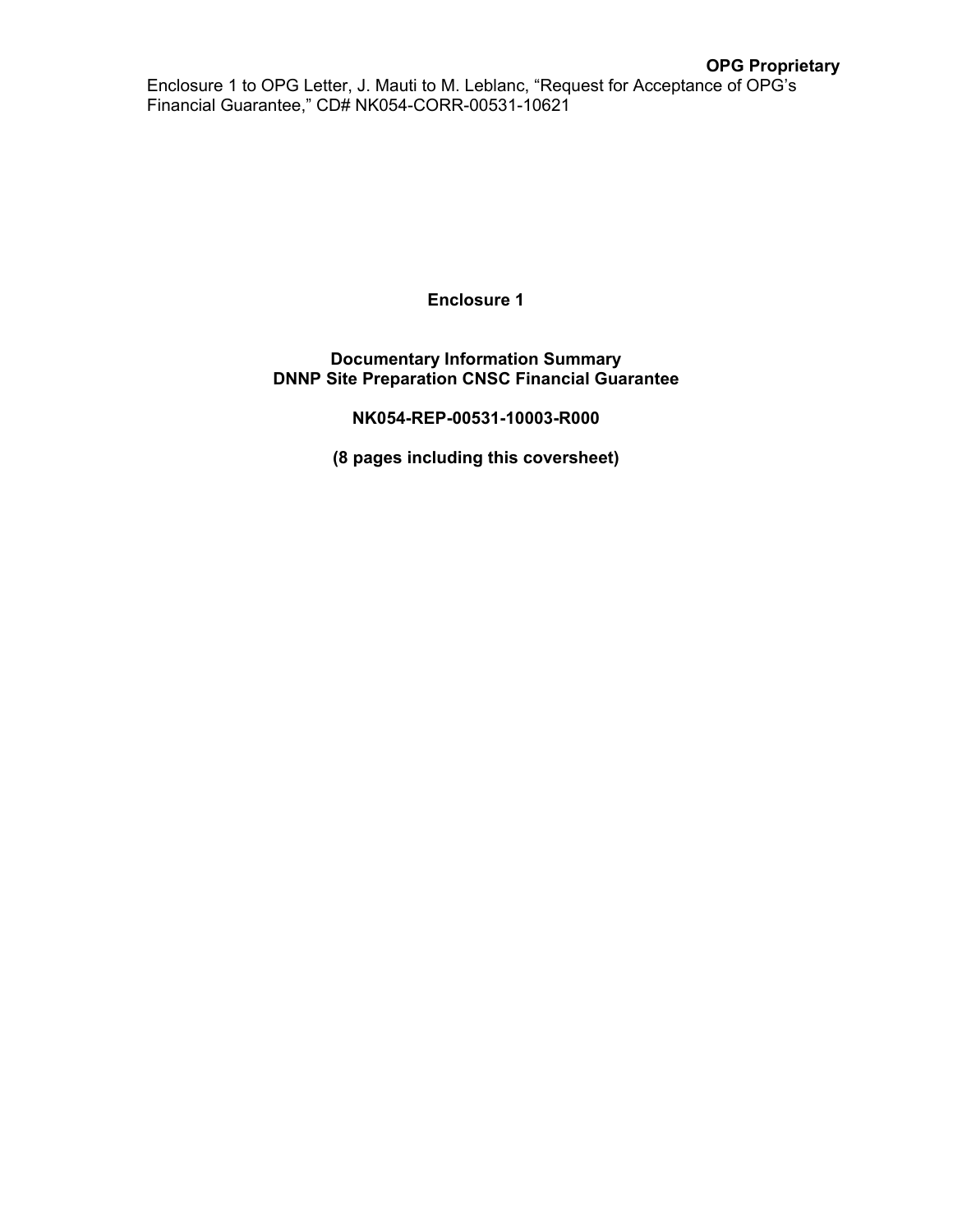**OPG Proprietary**

Enclosure 1 to OPG Letter, J. Mauti to M. Leblanc, “Request for Acceptance of OPG’s Financial Guarantee,” CD# NK054-CORR-00531-10621

**Enclosure 1**

**Documentary Information Summary**
**DNNP Site Preparation CNSC Financial Guarantee**

**NK054-REP-00531-10003-R000**

**(8 pages including this coversheet)**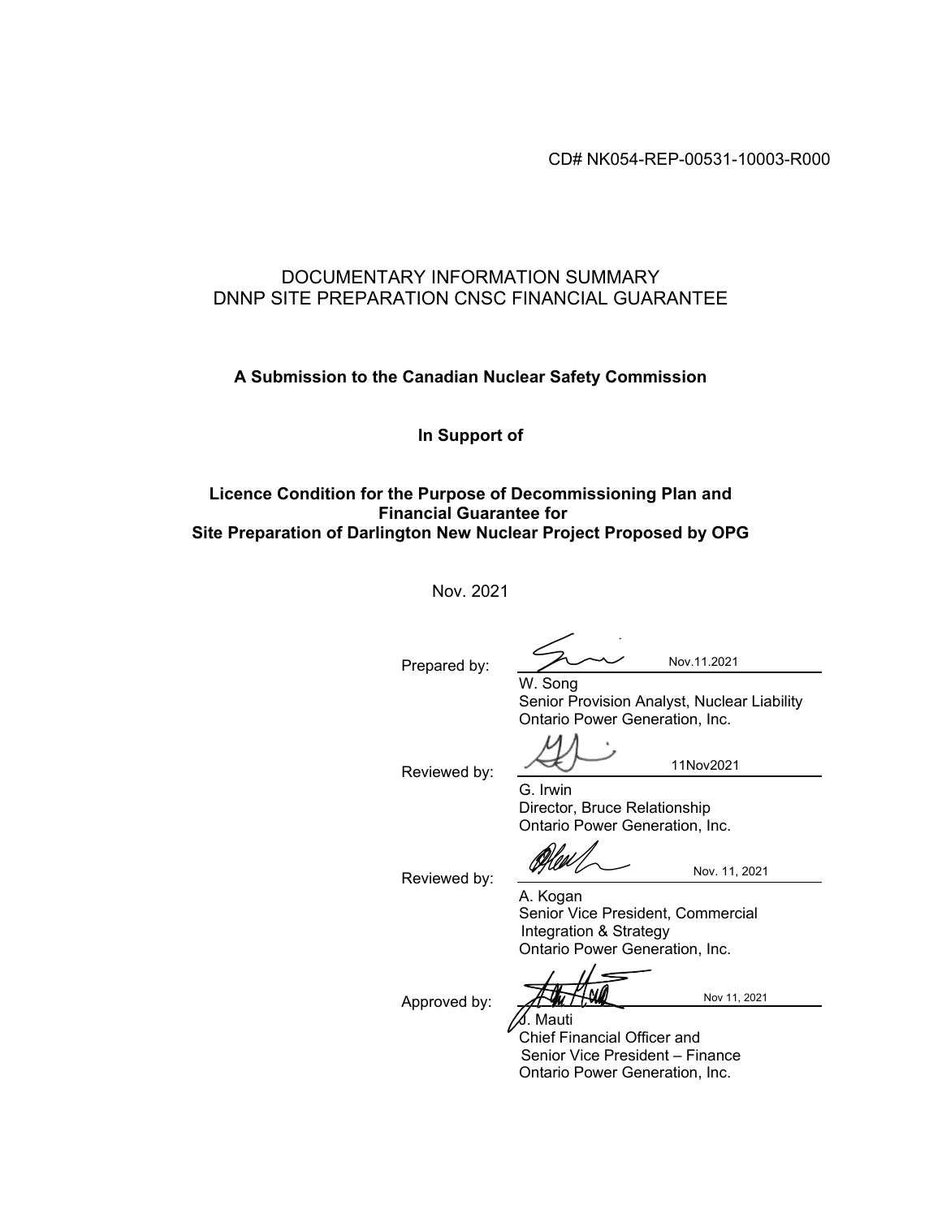CD# NK054-REP-00531-10003-R000

# DOCUMENTARY INFORMATION SUMMARY
# DNNP SITE PREPARATION CNSC FINANCIAL GUARANTEE

**A Submission to the Canadian Nuclear Safety Commission**

**In Support of**

**Licence Condition for the Purpose of Decommissioning Plan and Financial Guarantee for Site Preparation of Darlington New Nuclear Project Proposed by OPG**

Nov. 2021

Prepared by: Nov.11.2021
W. Song
Senior Provision Analyst, Nuclear Liability
Ontario Power Generation, Inc.

Reviewed by: 11Nov2021
G. Irwin
Director, Bruce Relationship
Ontario Power Generation, Inc.

Reviewed by: Nov. 11, 2021
A. Kogan
Senior Vice President, Commercial Integration & Strategy
Ontario Power Generation, Inc.

Approved by: Nov 11, 2021
J. Mauti
Chief Financial Officer and Senior Vice President – Finance
Ontario Power Generation, Inc.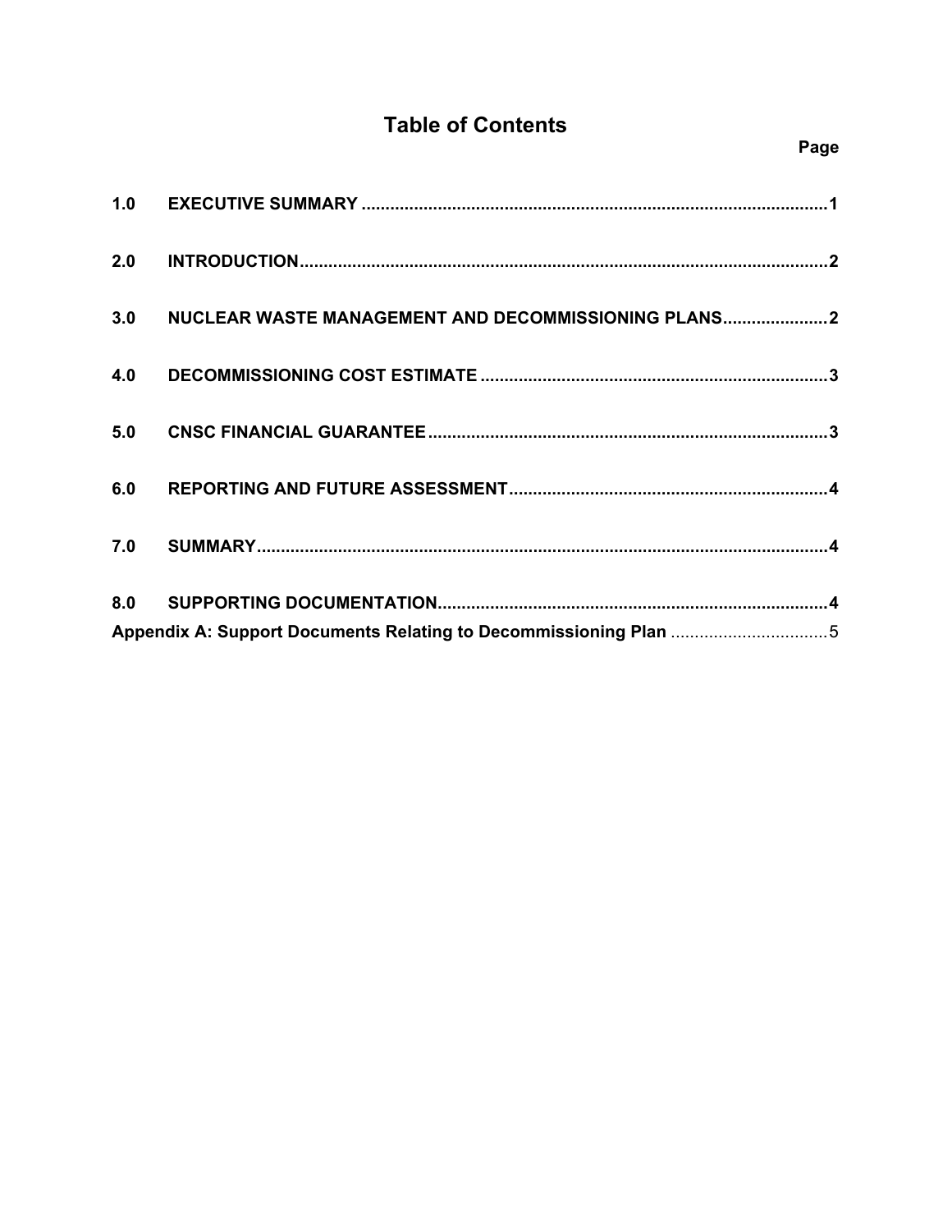# Table of Contents

**Page**

| | | |
|---|---|---|
| **1.0** | **EXECUTIVE SUMMARY** | **1** |
| **2.0** | **INTRODUCTION** | **2** |
| **3.0** | **NUCLEAR WASTE MANAGEMENT AND DECOMMISSIONING PLANS** | **2** |
| **4.0** | **DECOMMISSIONING COST ESTIMATE** | **3** |
| **5.0** | **CNSC FINANCIAL GUARANTEE** | **3** |
| **6.0** | **REPORTING AND FUTURE ASSESSMENT** | **4** |
| **7.0** | **SUMMARY** | **4** |
| **8.0** | **SUPPORTING DOCUMENTATION** | **4** |
| **Appendix A: Support Documents Relating to Decommissioning Plan** | | 5 |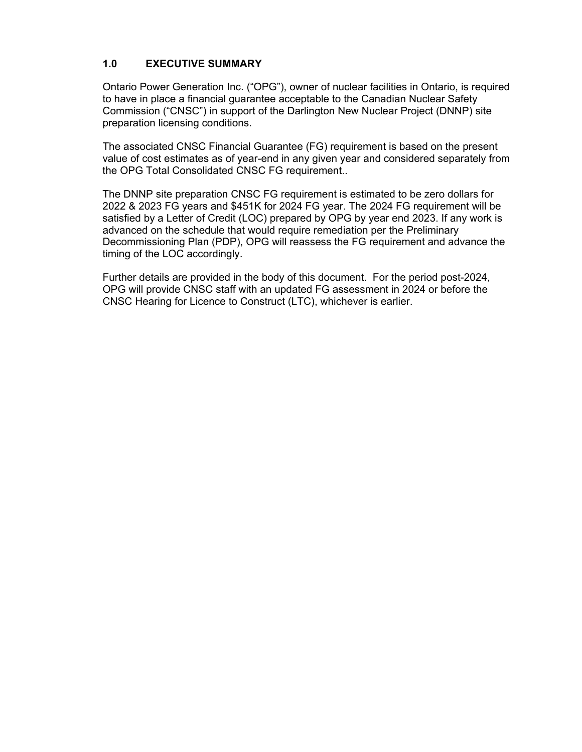## 1.0 EXECUTIVE SUMMARY

Ontario Power Generation Inc. ("OPG"), owner of nuclear facilities in Ontario, is required to have in place a financial guarantee acceptable to the Canadian Nuclear Safety Commission ("CNSC") in support of the Darlington New Nuclear Project (DNNP) site preparation licensing conditions.

The associated CNSC Financial Guarantee (FG) requirement is based on the present value of cost estimates as of year-end in any given year and considered separately from the OPG Total Consolidated CNSC FG requirement..

The DNNP site preparation CNSC FG requirement is estimated to be zero dollars for 2022 & 2023 FG years and $451K for 2024 FG year. The 2024 FG requirement will be satisfied by a Letter of Credit (LOC) prepared by OPG by year end 2023. If any work is advanced on the schedule that would require remediation per the Preliminary Decommissioning Plan (PDP), OPG will reassess the FG requirement and advance the timing of the LOC accordingly.

Further details are provided in the body of this document. For the period post-2024, OPG will provide CNSC staff with an updated FG assessment in 2024 or before the CNSC Hearing for Licence to Construct (LTC), whichever is earlier.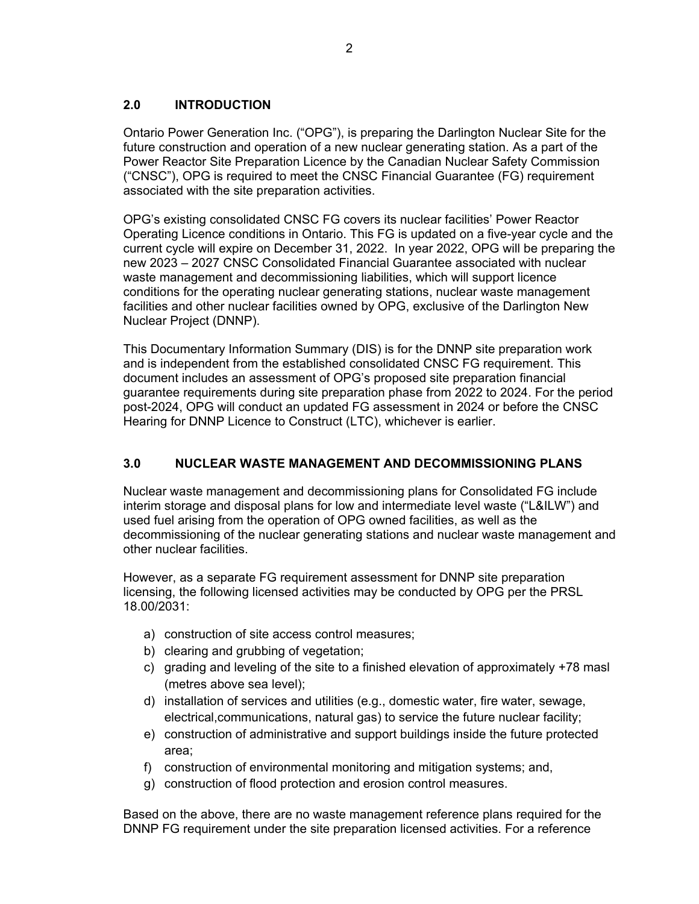## 2.0 INTRODUCTION

Ontario Power Generation Inc. ("OPG"), is preparing the Darlington Nuclear Site for the future construction and operation of a new nuclear generating station. As a part of the Power Reactor Site Preparation Licence by the Canadian Nuclear Safety Commission ("CNSC"), OPG is required to meet the CNSC Financial Guarantee (FG) requirement associated with the site preparation activities.

OPG's existing consolidated CNSC FG covers its nuclear facilities' Power Reactor Operating Licence conditions in Ontario. This FG is updated on a five-year cycle and the current cycle will expire on December 31, 2022. In year 2022, OPG will be preparing the new 2023 – 2027 CNSC Consolidated Financial Guarantee associated with nuclear waste management and decommissioning liabilities, which will support licence conditions for the operating nuclear generating stations, nuclear waste management facilities and other nuclear facilities owned by OPG, exclusive of the Darlington New Nuclear Project (DNNP).

This Documentary Information Summary (DIS) is for the DNNP site preparation work and is independent from the established consolidated CNSC FG requirement. This document includes an assessment of OPG's proposed site preparation financial guarantee requirements during site preparation phase from 2022 to 2024. For the period post-2024, OPG will conduct an updated FG assessment in 2024 or before the CNSC Hearing for DNNP Licence to Construct (LTC), whichever is earlier.

## 3.0 NUCLEAR WASTE MANAGEMENT AND DECOMMISSIONING PLANS

Nuclear waste management and decommissioning plans for Consolidated FG include interim storage and disposal plans for low and intermediate level waste ("L&ILW") and used fuel arising from the operation of OPG owned facilities, as well as the decommissioning of the nuclear generating stations and nuclear waste management and other nuclear facilities.

However, as a separate FG requirement assessment for DNNP site preparation licensing, the following licensed activities may be conducted by OPG per the PRSL 18.00/2031:

a) construction of site access control measures;
b) clearing and grubbing of vegetation;
c) grading and leveling of the site to a finished elevation of approximately +78 masl (metres above sea level);
d) installation of services and utilities (e.g., domestic water, fire water, sewage, electrical,communications, natural gas) to service the future nuclear facility;
e) construction of administrative and support buildings inside the future protected area;
f) construction of environmental monitoring and mitigation systems; and,
g) construction of flood protection and erosion control measures.

Based on the above, there are no waste management reference plans required for the DNNP FG requirement under the site preparation licensed activities. For a reference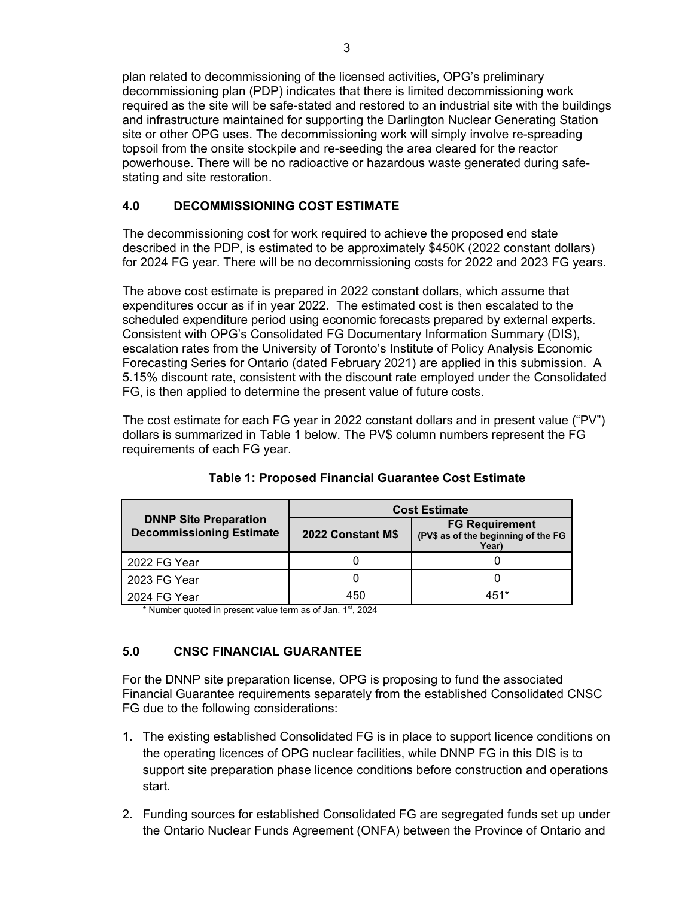plan related to decommissioning of the licensed activities, OPG's preliminary decommissioning plan (PDP) indicates that there is limited decommissioning work required as the site will be safe-stated and restored to an industrial site with the buildings and infrastructure maintained for supporting the Darlington Nuclear Generating Station site or other OPG uses. The decommissioning work will simply involve re-spreading topsoil from the onsite stockpile and re-seeding the area cleared for the reactor powerhouse. There will be no radioactive or hazardous waste generated during safe-stating and site restoration.

## 4.0 DECOMMISSIONING COST ESTIMATE

The decommissioning cost for work required to achieve the proposed end state described in the PDP, is estimated to be approximately $450K (2022 constant dollars) for 2024 FG year. There will be no decommissioning costs for 2022 and 2023 FG years.

The above cost estimate is prepared in 2022 constant dollars, which assume that expenditures occur as if in year 2022. The estimated cost is then escalated to the scheduled expenditure period using economic forecasts prepared by external experts. Consistent with OPG's Consolidated FG Documentary Information Summary (DIS), escalation rates from the University of Toronto's Institute of Policy Analysis Economic Forecasting Series for Ontario (dated February 2021) are applied in this submission. A 5.15% discount rate, consistent with the discount rate employed under the Consolidated FG, is then applied to determine the present value of future costs.

The cost estimate for each FG year in 2022 constant dollars and in present value ("PV") dollars is summarized in Table 1 below. The PV$ column numbers represent the FG requirements of each FG year.

**Table 1: Proposed Financial Guarantee Cost Estimate**

| DNNP Site Preparation Decommissioning Estimate | Cost Estimate | |
|---|---|---|
| | 2022 Constant M$ | FG Requirement (PV$ as of the beginning of the FG Year) |
| 2022 FG Year | 0 | 0 |
| 2023 FG Year | 0 | 0 |
| 2024 FG Year | 450 | 451* |

\* Number quoted in present value term as of Jan. 1st, 2024

## 5.0 CNSC FINANCIAL GUARANTEE

For the DNNP site preparation license, OPG is proposing to fund the associated Financial Guarantee requirements separately from the established Consolidated CNSC FG due to the following considerations:

1. The existing established Consolidated FG is in place to support licence conditions on the operating licences of OPG nuclear facilities, while DNNP FG in this DIS is to support site preparation phase licence conditions before construction and operations start.

2. Funding sources for established Consolidated FG are segregated funds set up under the Ontario Nuclear Funds Agreement (ONFA) between the Province of Ontario and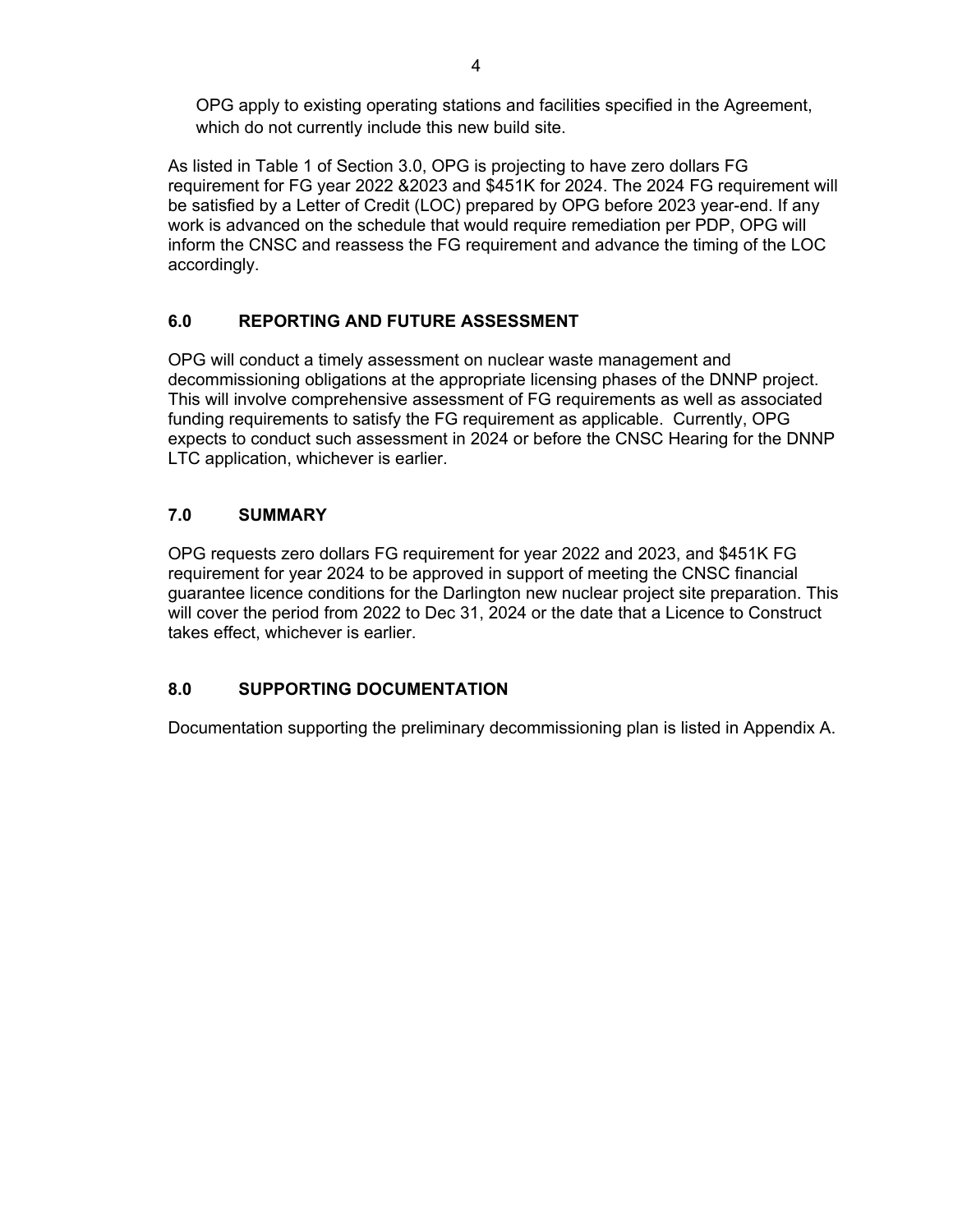OPG apply to existing operating stations and facilities specified in the Agreement, which do not currently include this new build site.

As listed in Table 1 of Section 3.0, OPG is projecting to have zero dollars FG requirement for FG year 2022 &2023 and $451K for 2024. The 2024 FG requirement will be satisfied by a Letter of Credit (LOC) prepared by OPG before 2023 year-end. If any work is advanced on the schedule that would require remediation per PDP, OPG will inform the CNSC and reassess the FG requirement and advance the timing of the LOC accordingly.

## 6.0 REPORTING AND FUTURE ASSESSMENT

OPG will conduct a timely assessment on nuclear waste management and decommissioning obligations at the appropriate licensing phases of the DNNP project. This will involve comprehensive assessment of FG requirements as well as associated funding requirements to satisfy the FG requirement as applicable. Currently, OPG expects to conduct such assessment in 2024 or before the CNSC Hearing for the DNNP LTC application, whichever is earlier.

## 7.0 SUMMARY

OPG requests zero dollars FG requirement for year 2022 and 2023, and $451K FG requirement for year 2024 to be approved in support of meeting the CNSC financial guarantee licence conditions for the Darlington new nuclear project site preparation. This will cover the period from 2022 to Dec 31, 2024 or the date that a Licence to Construct takes effect, whichever is earlier.

## 8.0 SUPPORTING DOCUMENTATION

Documentation supporting the preliminary decommissioning plan is listed in Appendix A.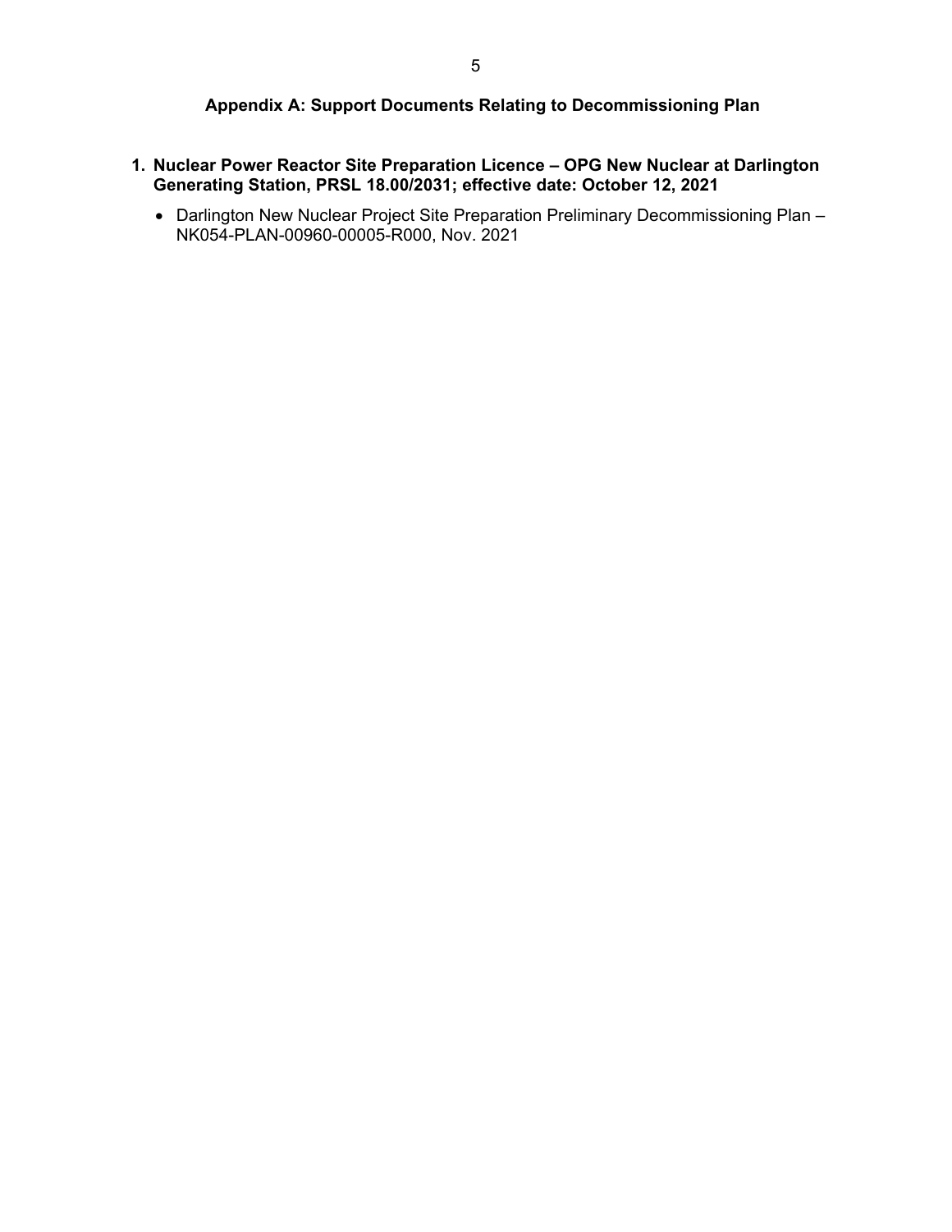## Appendix A: Support Documents Relating to Decommissioning Plan

1. **Nuclear Power Reactor Site Preparation Licence – OPG New Nuclear at Darlington Generating Station, PRSL 18.00/2031; effective date: October 12, 2021**
   - Darlington New Nuclear Project Site Preparation Preliminary Decommissioning Plan – NK054-PLAN-00960-00005-R000, Nov. 2021